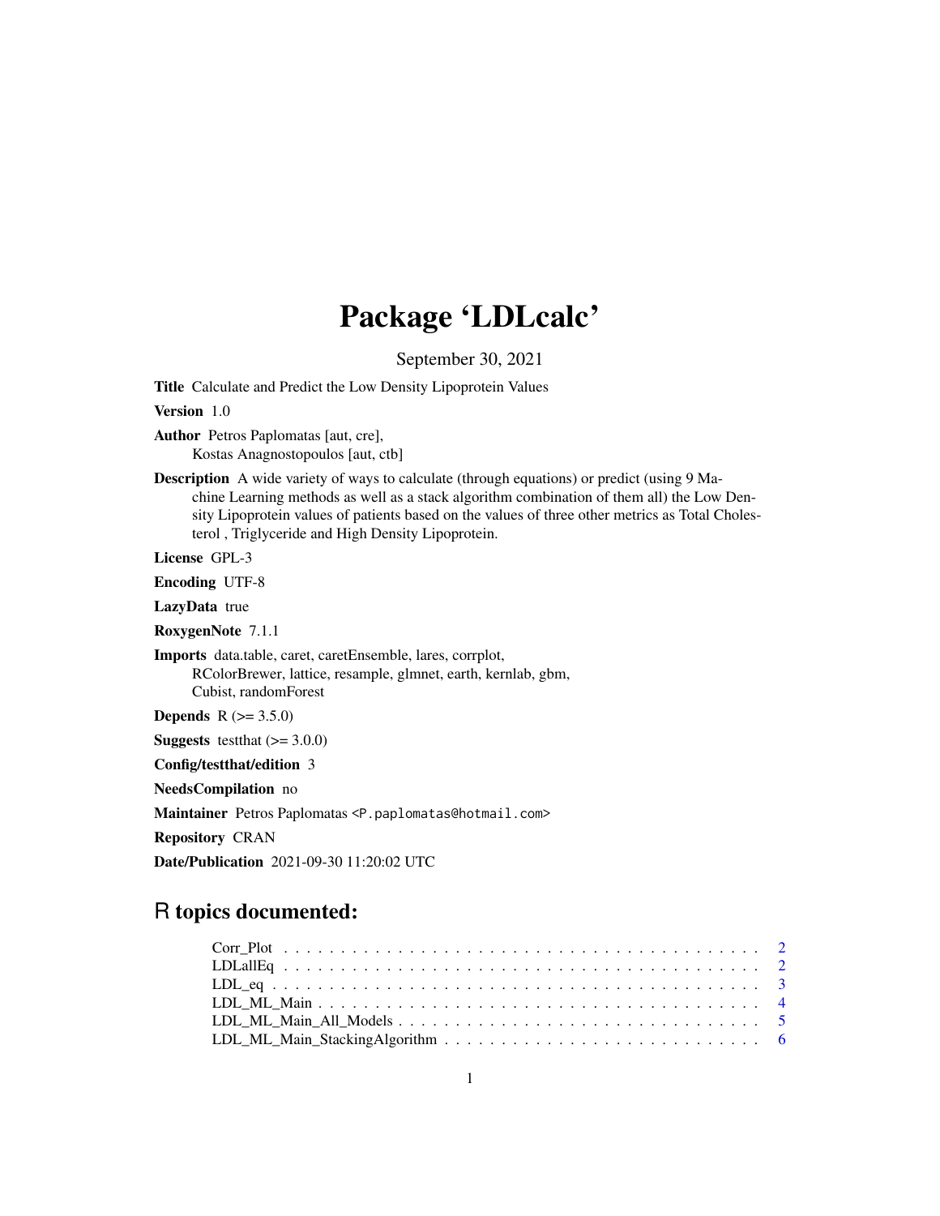# Package 'LDLcalc'

September 30, 2021

**Title** Calculate and Predict the Low Density Lipoprotein Values

**Version** 1.0

**Author** Petros Paplomatas [aut, cre],
Kostas Anagnostopoulos [aut, ctb]

**Description** A wide variety of ways to calculate (through equations) or predict (using 9 Machine Learning methods as well as a stack algorithm combination of them all) the Low Density Lipoprotein values of patients based on the values of three other metrics as Total Cholesterol , Triglyceride and High Density Lipoprotein.

**License** GPL-3

**Encoding** UTF-8

**LazyData** true

**RoxygenNote** 7.1.1

**Imports** data.table, caret, caretEnsemble, lares, corrplot, RColorBrewer, lattice, resample, glmnet, earth, kernlab, gbm, Cubist, randomForest

**Depends** R (>= 3.5.0)

**Suggests** testthat (>= 3.0.0)

**Config/testthat/edition** 3

**NeedsCompilation** no

**Maintainer** Petros Paplomatas <P.paplomatas@hotmail.com>

**Repository** CRAN

**Date/Publication** 2021-09-30 11:20:02 UTC

## R topics documented:

- Corr_Plot . . . . . . . . . . . . . . . . . . . . . . . . . . . . . . . . . . . . . . . . . 2
- LDLallEq . . . . . . . . . . . . . . . . . . . . . . . . . . . . . . . . . . . . . . . . . 2
- LDL_eq . . . . . . . . . . . . . . . . . . . . . . . . . . . . . . . . . . . . . . . . . . 3
- LDL_ML_Main . . . . . . . . . . . . . . . . . . . . . . . . . . . . . . . . . . . . . . . 4
- LDL_ML_Main_All_Models . . . . . . . . . . . . . . . . . . . . . . . . . . . . . . . . 5
- LDL_ML_Main_StackingAlgorithm . . . . . . . . . . . . . . . . . . . . . . . . . . . . 6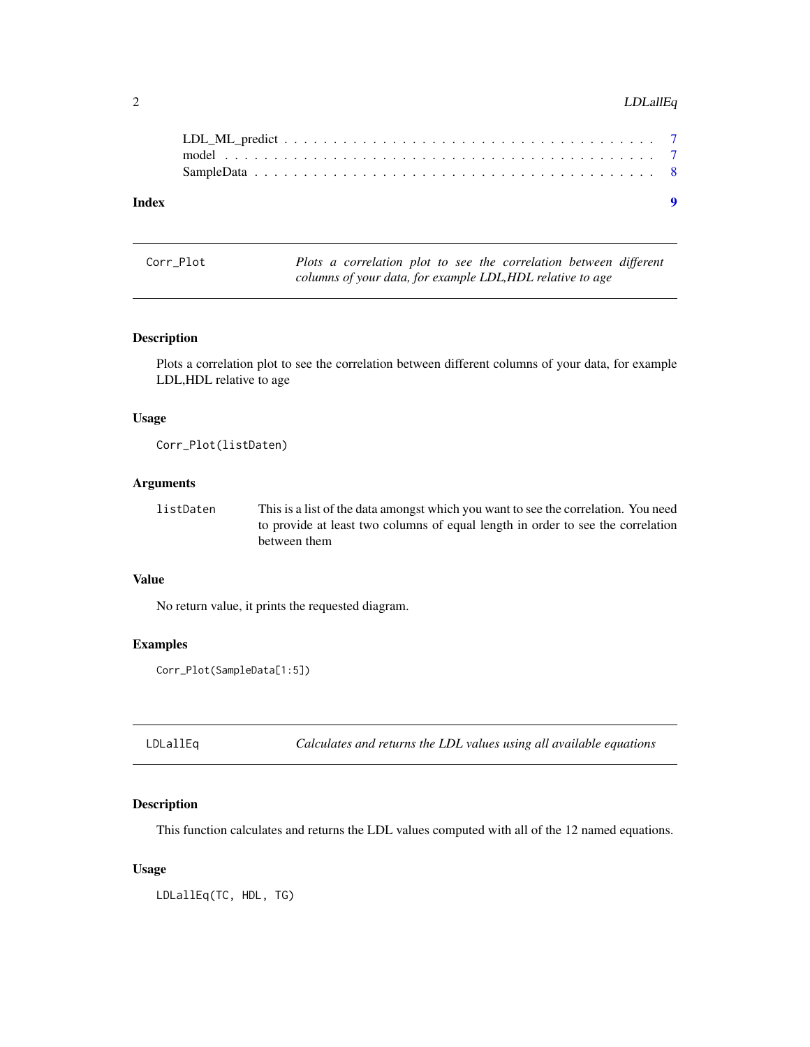LDL_ML_predict . . . . . . . . . . . . . . . . . . . . . . . . . . . . . . . . . . . 7
model . . . . . . . . . . . . . . . . . . . . . . . . . . . . . . . . . . . . . . . 7
SampleData . . . . . . . . . . . . . . . . . . . . . . . . . . . . . . . . . . . . . 8

**Index** **9**

---

`Corr_Plot` *Plots a correlation plot to see the correlation between different columns of your data, for example LDL,HDL relative to age*

---

### Description

Plots a correlation plot to see the correlation between different columns of your data, for example LDL,HDL relative to age

### Usage

```
Corr_Plot(listDaten)
```

### Arguments

| | |
|---|---|
| `listDaten` | This is a list of the data amongst which you want to see the correlation. You need to provide at least two columns of equal length in order to see the correlation between them |

### Value

No return value, it prints the requested diagram.

### Examples

```
Corr_Plot(SampleData[1:5])
```

---

`LDLallEq` *Calculates and returns the LDL values using all available equations*

---

### Description

This function calculates and returns the LDL values computed with all of the 12 named equations.

### Usage

```
LDLallEq(TC, HDL, TG)
```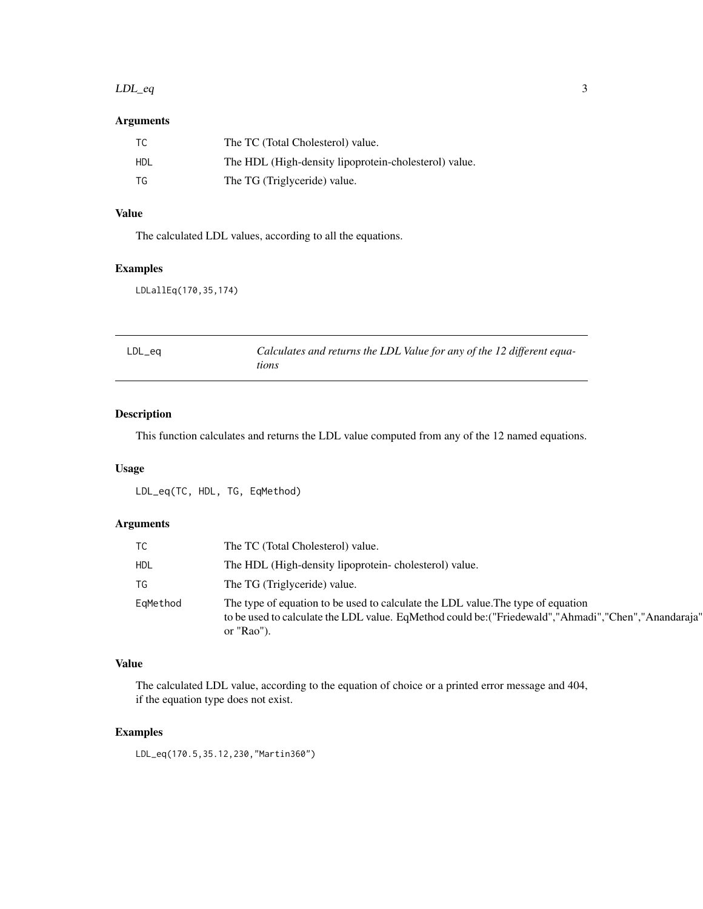### Arguments

| | |
|---|---|
| TC | The TC (Total Cholesterol) value. |
| HDL | The HDL (High-density lipoprotein-cholesterol) value. |
| TG | The TG (Triglyceride) value. |

### Value

The calculated LDL values, according to all the equations.

### Examples

```
LDLallEq(170,35,174)
```

---

## LDL_eq — *Calculates and returns the LDL Value for any of the 12 different equations*

---

### Description

This function calculates and returns the LDL value computed from any of the 12 named equations.

### Usage

```
LDL_eq(TC, HDL, TG, EqMethod)
```

### Arguments

| | |
|---|---|
| TC | The TC (Total Cholesterol) value. |
| HDL | The HDL (High-density lipoprotein- cholesterol) value. |
| TG | The TG (Triglyceride) value. |
| EqMethod | The type of equation to be used to calculate the LDL value.The type of equation to be used to calculate the LDL value. EqMethod could be:("Friedewald","Ahmadi","Chen","Anandaraja" or "Rao"). |

### Value

The calculated LDL value, according to the equation of choice or a printed error message and 404, if the equation type does not exist.

### Examples

```
LDL_eq(170.5,35.12,230,"Martin360")
```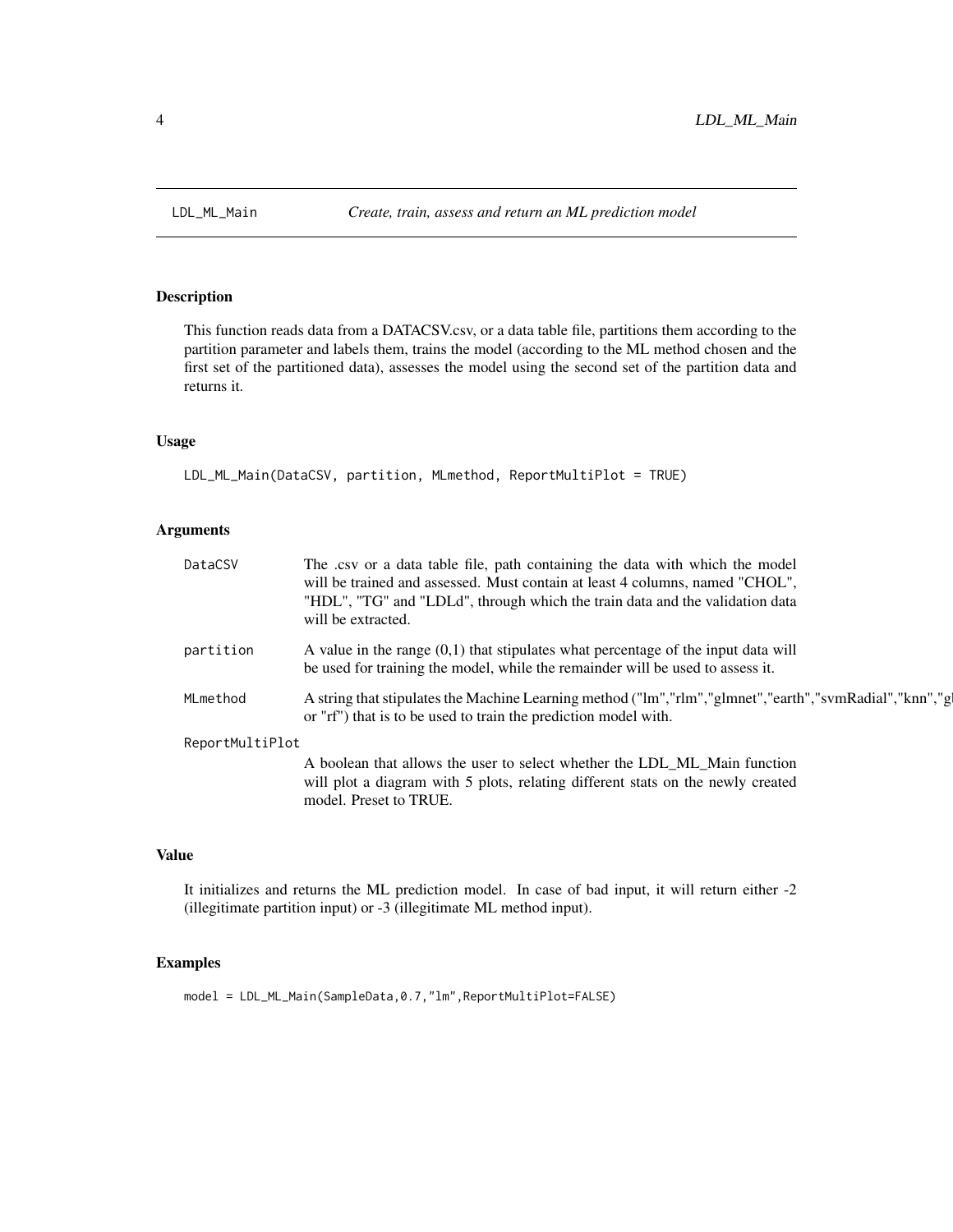## LDL_ML_Main — *Create, train, assess and return an ML prediction model*

### Description

This function reads data from a DATACSV.csv, or a data table file, partitions them according to the partition parameter and labels them, trains the model (according to the ML method chosen and the first set of the partitioned data), assesses the model using the second set of the partition data and returns it.

### Usage

```
LDL_ML_Main(DataCSV, partition, MLmethod, ReportMultiPlot = TRUE)
```

### Arguments

| | |
|---|---|
| DataCSV | The .csv or a data table file, path containing the data with which the model will be trained and assessed. Must contain at least 4 columns, named "CHOL", "HDL", "TG" and "LDLd", through which the train data and the validation data will be extracted. |
| partition | A value in the range (0,1) that stipulates what percentage of the input data will be used for training the model, while the remainder will be used to assess it. |
| MLmethod | A string that stipulates the Machine Learning method ("lm","rlm","glmnet","earth","svmRadial","knn","g or "rf") that is to be used to train the prediction model with. |
| ReportMultiPlot | A boolean that allows the user to select whether the LDL_ML_Main function will plot a diagram with 5 plots, relating different stats on the newly created model. Preset to TRUE. |

### Value

It initializes and returns the ML prediction model. In case of bad input, it will return either -2 (illegitimate partition input) or -3 (illegitimate ML method input).

### Examples

```
model = LDL_ML_Main(SampleData,0.7,"lm",ReportMultiPlot=FALSE)
```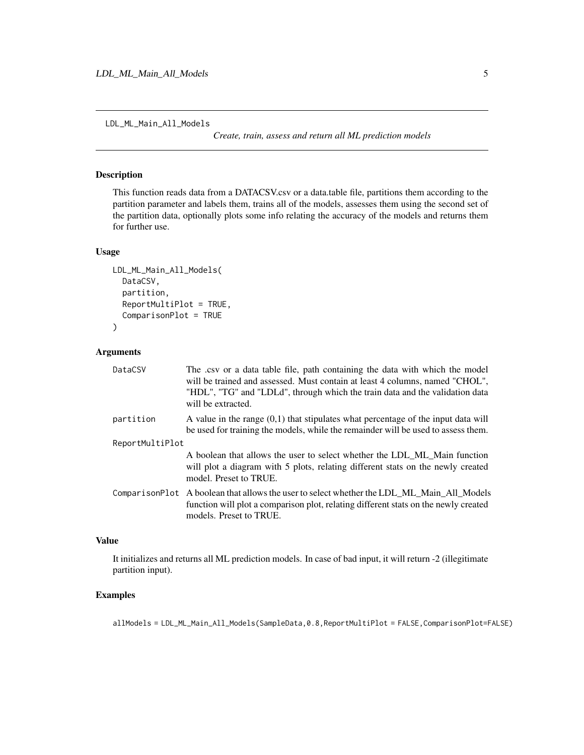# LDL_ML_Main_All_Models

*Create, train, assess and return all ML prediction models*

## Description

This function reads data from a DATACSV.csv or a data.table file, partitions them according to the partition parameter and labels them, trains all of the models, assesses them using the second set of the partition data, optionally plots some info relating the accuracy of the models and returns them for further use.

## Usage

```
LDL_ML_Main_All_Models(
  DataCSV,
  partition,
  ReportMultiPlot = TRUE,
  ComparisonPlot = TRUE
)
```

## Arguments

| Argument | Description |
|---|---|
| `DataCSV` | The .csv or a data table file, path containing the data with which the model will be trained and assessed. Must contain at least 4 columns, named "CHOL", "HDL", "TG" and "LDLd", through which the train data and the validation data will be extracted. |
| `partition` | A value in the range (0,1) that stipulates what percentage of the input data will be used for training the models, while the remainder will be used to assess them. |
| `ReportMultiPlot` | A boolean that allows the user to select whether the LDL_ML_Main function will plot a diagram with 5 plots, relating different stats on the newly created model. Preset to TRUE. |
| `ComparisonPlot` | A boolean that allows the user to select whether the LDL_ML_Main_All_Models function will plot a comparison plot, relating different stats on the newly created models. Preset to TRUE. |

## Value

It initializes and returns all ML prediction models. In case of bad input, it will return -2 (illegitimate partition input).

## Examples

```
allModels = LDL_ML_Main_All_Models(SampleData,0.8,ReportMultiPlot = FALSE,ComparisonPlot=FALSE)
```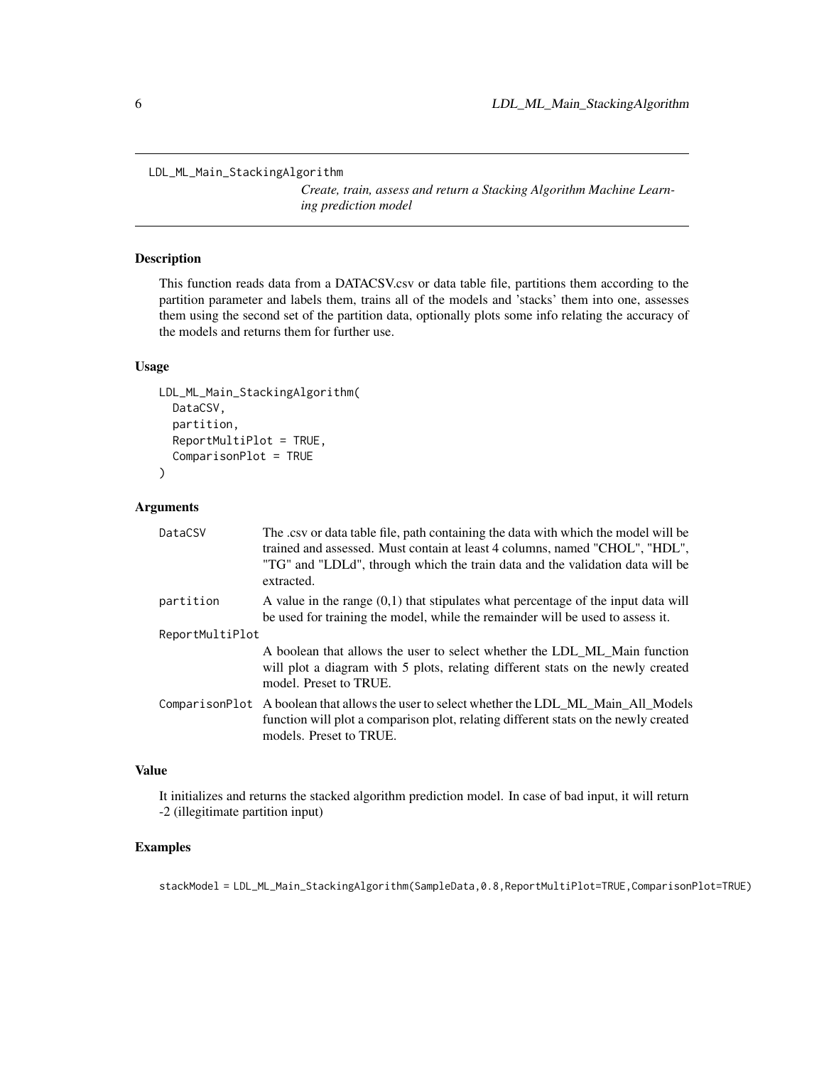```
LDL_ML_Main_StackingAlgorithm
```

*Create, train, assess and return a Stacking Algorithm Machine Learning prediction model*

### Description

This function reads data from a DATACSV.csv or data table file, partitions them according to the partition parameter and labels them, trains all of the models and 'stacks' them into one, assesses them using the second set of the partition data, optionally plots some info relating the accuracy of the models and returns them for further use.

### Usage

```
LDL_ML_Main_StackingAlgorithm(
  DataCSV,
  partition,
  ReportMultiPlot = TRUE,
  ComparisonPlot = TRUE
)
```

### Arguments

| | |
|---|---|
| DataCSV | The .csv or data table file, path containing the data with which the model will be trained and assessed. Must contain at least 4 columns, named "CHOL", "HDL", "TG" and "LDLd", through which the train data and the validation data will be extracted. |
| partition | A value in the range (0,1) that stipulates what percentage of the input data will be used for training the model, while the remainder will be used to assess it. |
| ReportMultiPlot | A boolean that allows the user to select whether the LDL_ML_Main function will plot a diagram with 5 plots, relating different stats on the newly created model. Preset to TRUE. |
| ComparisonPlot | A boolean that allows the user to select whether the LDL_ML_Main_All_Models function will plot a comparison plot, relating different stats on the newly created models. Preset to TRUE. |

### Value

It initializes and returns the stacked algorithm prediction model. In case of bad input, it will return -2 (illegitimate partition input)

### Examples

```
stackModel = LDL_ML_Main_StackingAlgorithm(SampleData,0.8,ReportMultiPlot=TRUE,ComparisonPlot=TRUE)
```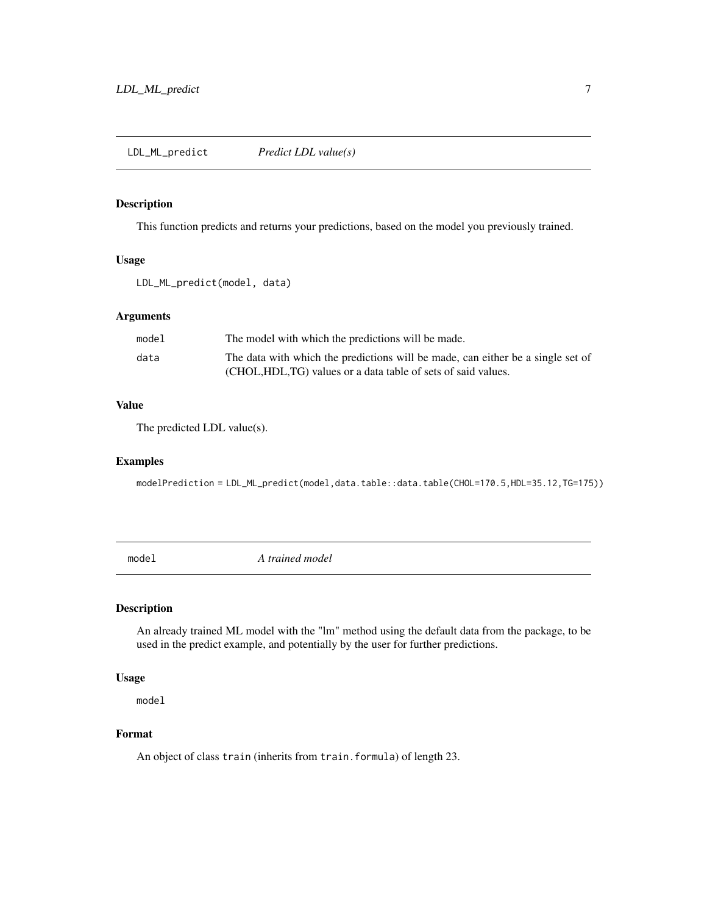## LDL_ML_predict — *Predict LDL value(s)*

### Description

This function predicts and returns your predictions, based on the model you previously trained.

### Usage

```
LDL_ML_predict(model, data)
```

### Arguments

| | |
|---|---|
| model | The model with which the predictions will be made. |
| data | The data with which the predictions will be made, can either be a single set of (CHOL,HDL,TG) values or a data table of sets of said values. |

### Value

The predicted LDL value(s).

### Examples

```
modelPrediction = LDL_ML_predict(model,data.table::data.table(CHOL=170.5,HDL=35.12,TG=175))
```

## model — *A trained model*

### Description

An already trained ML model with the "lm" method using the default data from the package, to be used in the predict example, and potentially by the user for further predictions.

### Usage

```
model
```

### Format

An object of class `train` (inherits from `train.formula`) of length 23.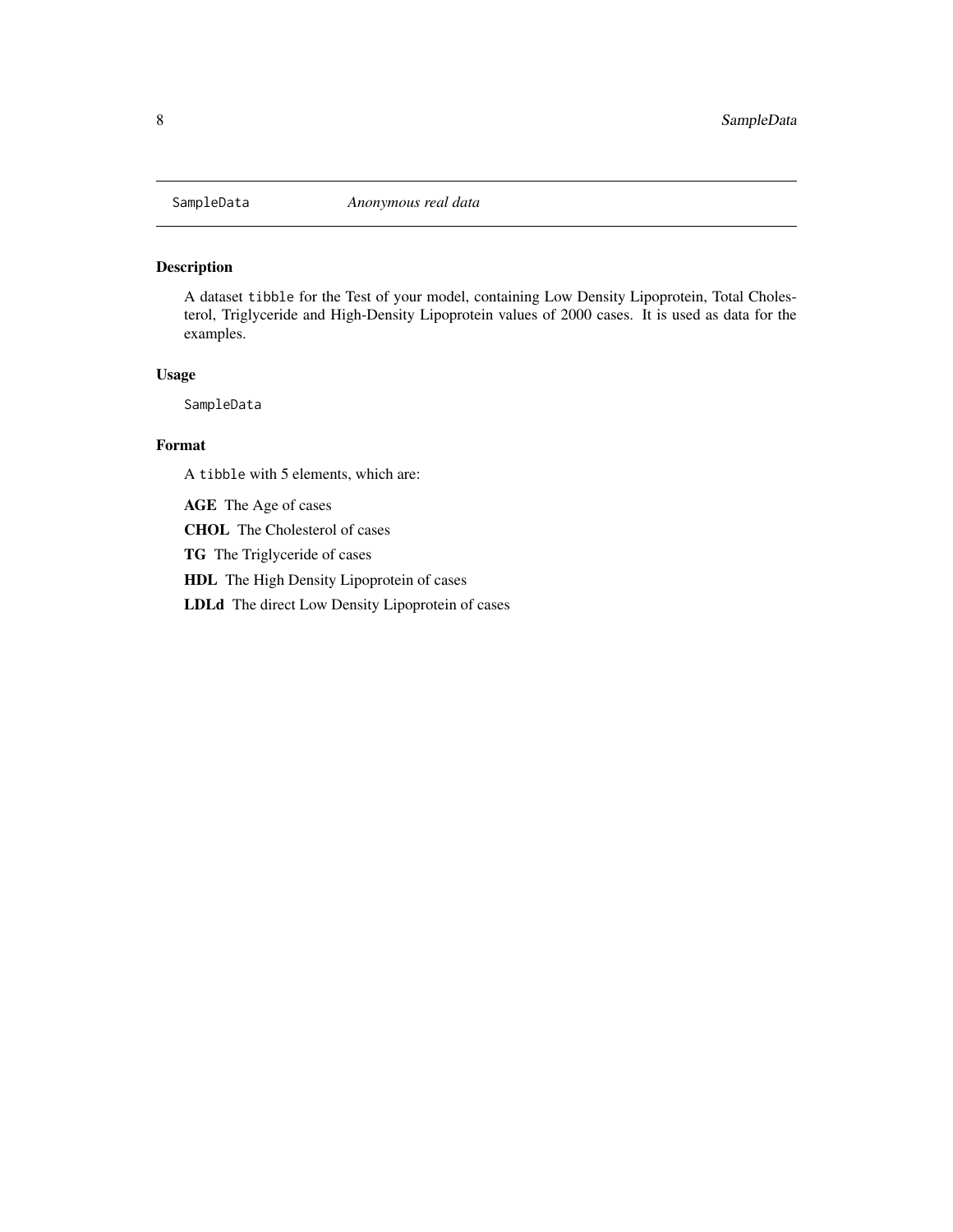SampleData *Anonymous real data*

## Description

A dataset `tibble` for the Test of your model, containing Low Density Lipoprotein, Total Cholesterol, Triglyceride and High-Density Lipoprotein values of 2000 cases. It is used as data for the examples.

## Usage

```
SampleData
```

## Format

A `tibble` with 5 elements, which are:

**AGE** The Age of cases

**CHOL** The Cholesterol of cases

**TG** The Triglyceride of cases

**HDL** The High Density Lipoprotein of cases

**LDLd** The direct Low Density Lipoprotein of cases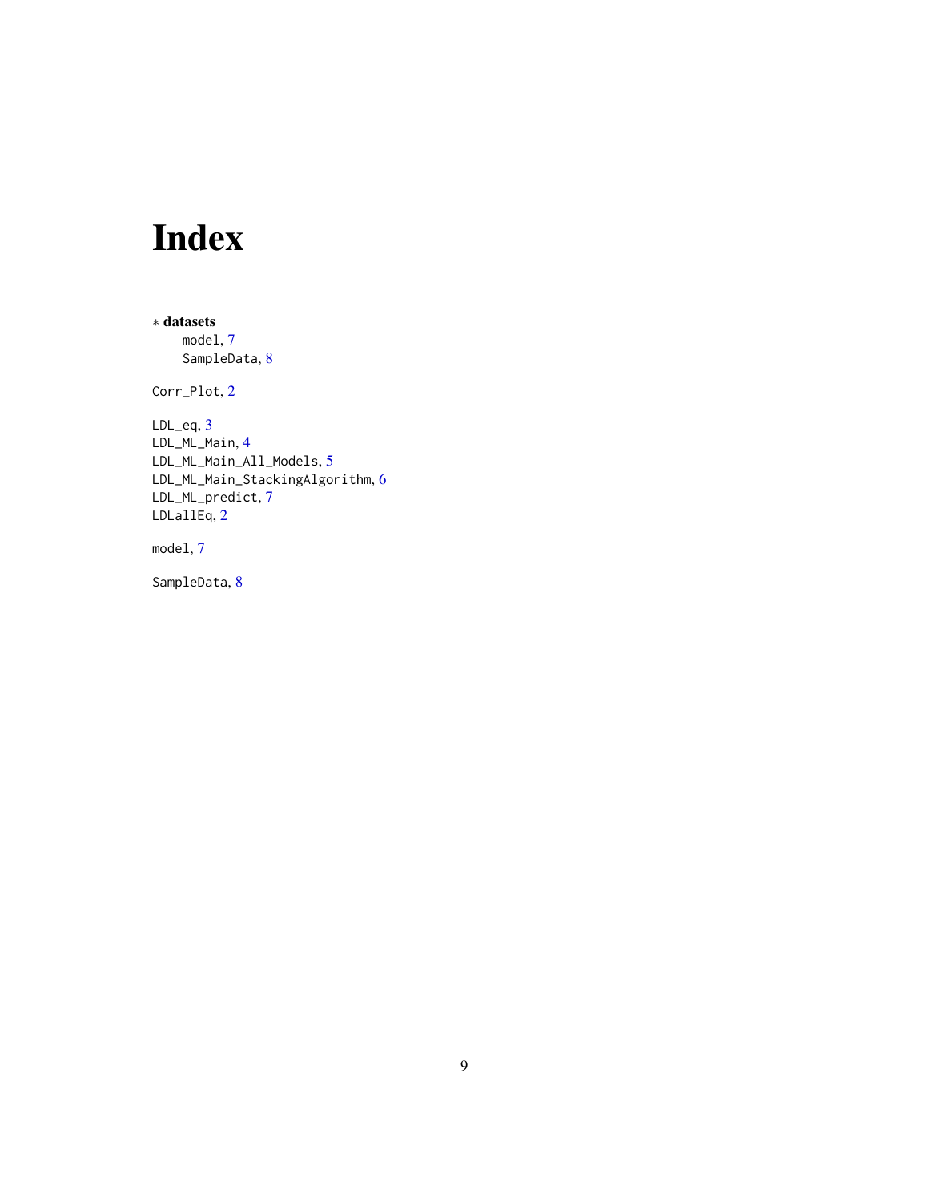# Index

∗ **datasets**
  model, 7
  SampleData, 8

Corr_Plot, 2

LDL_eq, 3
LDL_ML_Main, 4
LDL_ML_Main_All_Models, 5
LDL_ML_Main_StackingAlgorithm, 6
LDL_ML_predict, 7
LDLallEq, 2

model, 7

SampleData, 8